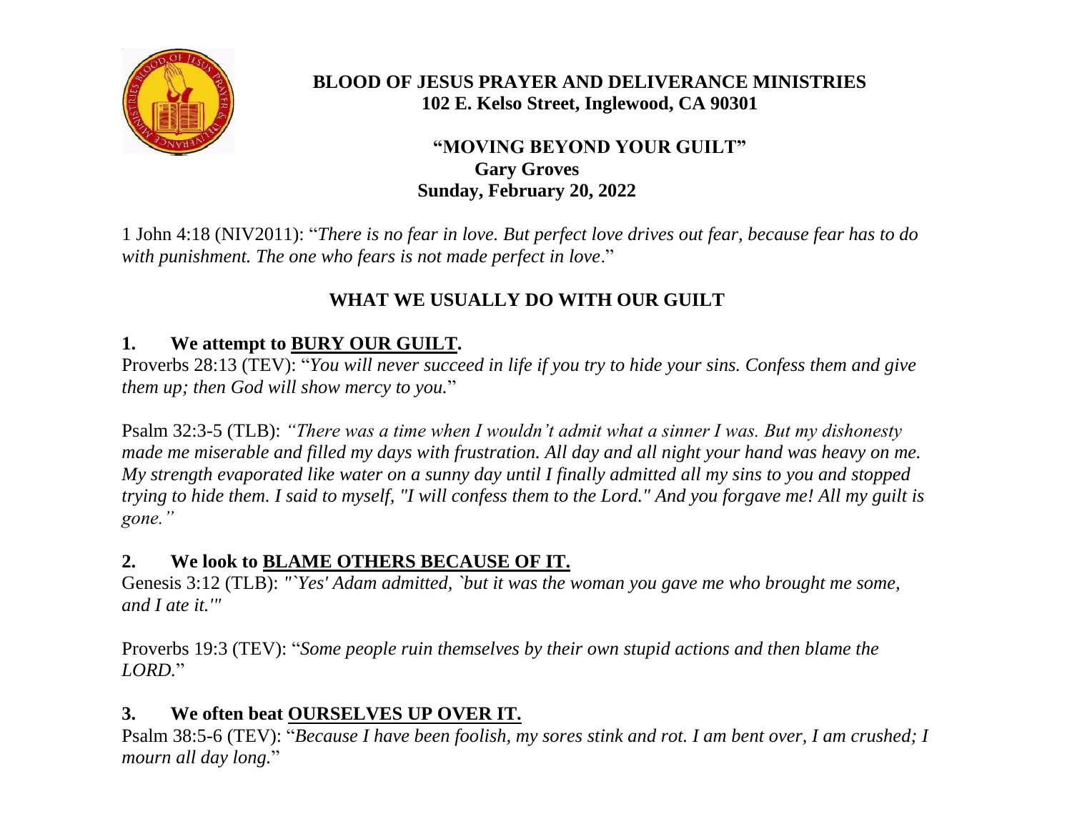**BLOOD OF JESUS PRAYER AND DELIVERANCE MINISTRIES**
**102 E. Kelso Street, Inglewood, CA 90301**

# "MOVING BEYOND YOUR GUILT"

**Gary Groves**
**Sunday, February 20, 2022**

1 John 4:18 (NIV2011): "*There is no fear in love. But perfect love drives out fear, because fear has to do with punishment. The one who fears is not made perfect in love*."

## WHAT WE USUALLY DO WITH OUR GUILT

### 1. We attempt to <u>BURY OUR GUILT</u>.

Proverbs 28:13 (TEV): "*You will never succeed in life if you try to hide your sins. Confess them and give them up; then God will show mercy to you.*"

Psalm 32:3-5 (TLB): *"There was a time when I wouldn't admit what a sinner I was. But my dishonesty made me miserable and filled my days with frustration. All day and all night your hand was heavy on me. My strength evaporated like water on a sunny day until I finally admitted all my sins to you and stopped trying to hide them. I said to myself, "I will confess them to the Lord." And you forgave me! All my guilt is gone."*

### 2. We look to <u>BLAME OTHERS BECAUSE OF IT.</u>

Genesis 3:12 (TLB): *"`Yes' Adam admitted, `but it was the woman you gave me who brought me some, and I ate it.'"*

Proverbs 19:3 (TEV): "*Some people ruin themselves by their own stupid actions and then blame the LORD.*"

### 3. We often beat <u>OURSELVES UP OVER IT.</u>

Psalm 38:5-6 (TEV): "*Because I have been foolish, my sores stink and rot. I am bent over, I am crushed; I mourn all day long.*"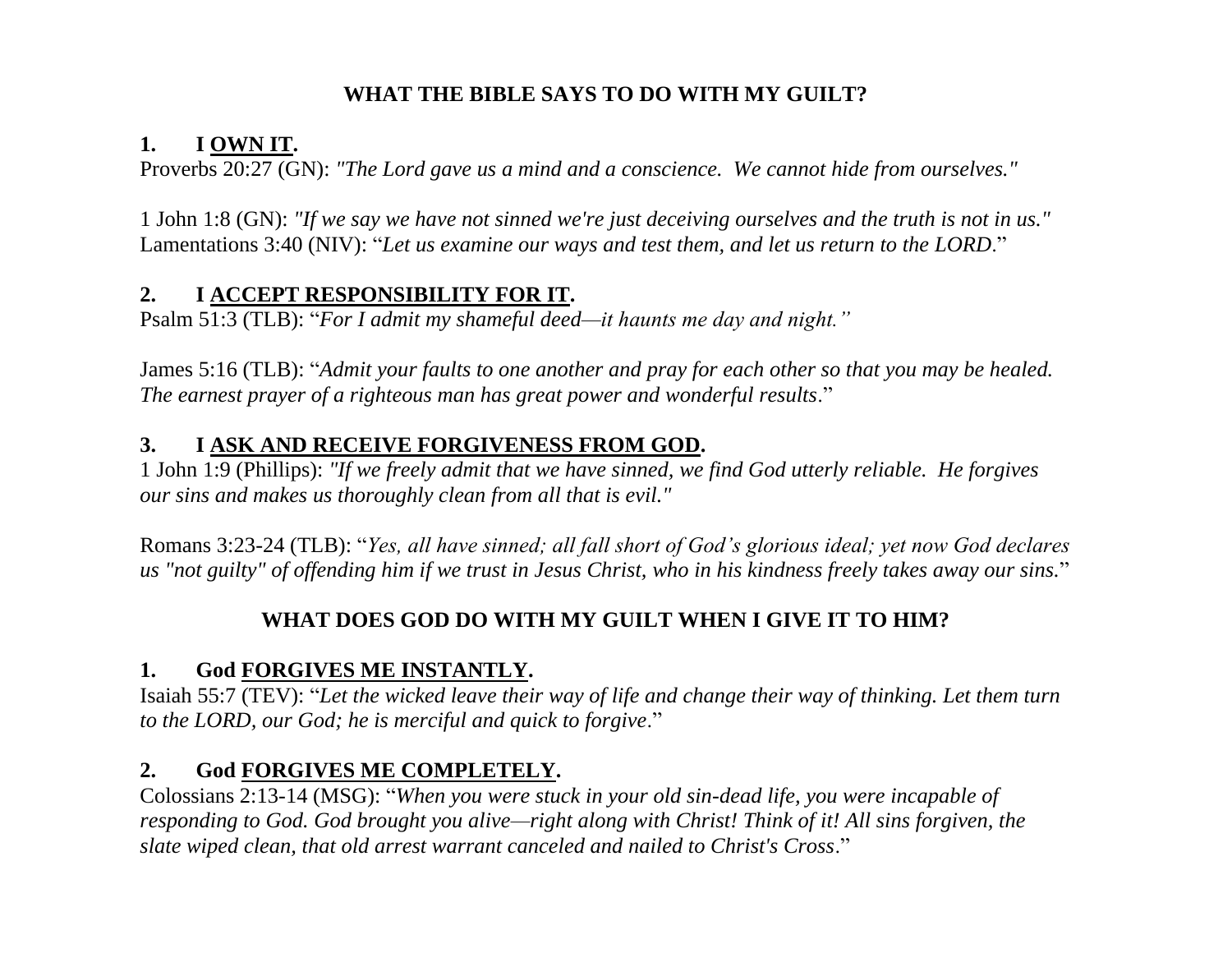## WHAT THE BIBLE SAYS TO DO WITH MY GUILT?

### 1. I <u>OWN IT</u>.

Proverbs 20:27 (GN): *"The Lord gave us a mind and a conscience. We cannot hide from ourselves."*

1 John 1:8 (GN): *"If we say we have not sinned we're just deceiving ourselves and the truth is not in us."*
Lamentations 3:40 (NIV): "*Let us examine our ways and test them, and let us return to the LORD*."

### 2. I <u>ACCEPT RESPONSIBILITY FOR IT</u>.

Psalm 51:3 (TLB): "*For I admit my shameful deed—it haunts me day and night."*

James 5:16 (TLB): "*Admit your faults to one another and pray for each other so that you may be healed. The earnest prayer of a righteous man has great power and wonderful results*."

### 3. I <u>ASK AND RECEIVE FORGIVENESS FROM GOD</u>.

1 John 1:9 (Phillips): *"If we freely admit that we have sinned, we find God utterly reliable. He forgives our sins and makes us thoroughly clean from all that is evil."*

Romans 3:23-24 (TLB): "*Yes, all have sinned; all fall short of God's glorious ideal; yet now God declares us "not guilty" of offending him if we trust in Jesus Christ, who in his kindness freely takes away our sins.*"

## WHAT DOES GOD DO WITH MY GUILT WHEN I GIVE IT TO HIM?

### 1. God <u>FORGIVES ME INSTANTLY</u>.

Isaiah 55:7 (TEV): "*Let the wicked leave their way of life and change their way of thinking. Let them turn to the LORD, our God; he is merciful and quick to forgive*."

### 2. God <u>FORGIVES ME COMPLETELY</u>.

Colossians 2:13-14 (MSG): "*When you were stuck in your old sin-dead life, you were incapable of responding to God. God brought you alive—right along with Christ! Think of it! All sins forgiven, the slate wiped clean, that old arrest warrant canceled and nailed to Christ's Cross*."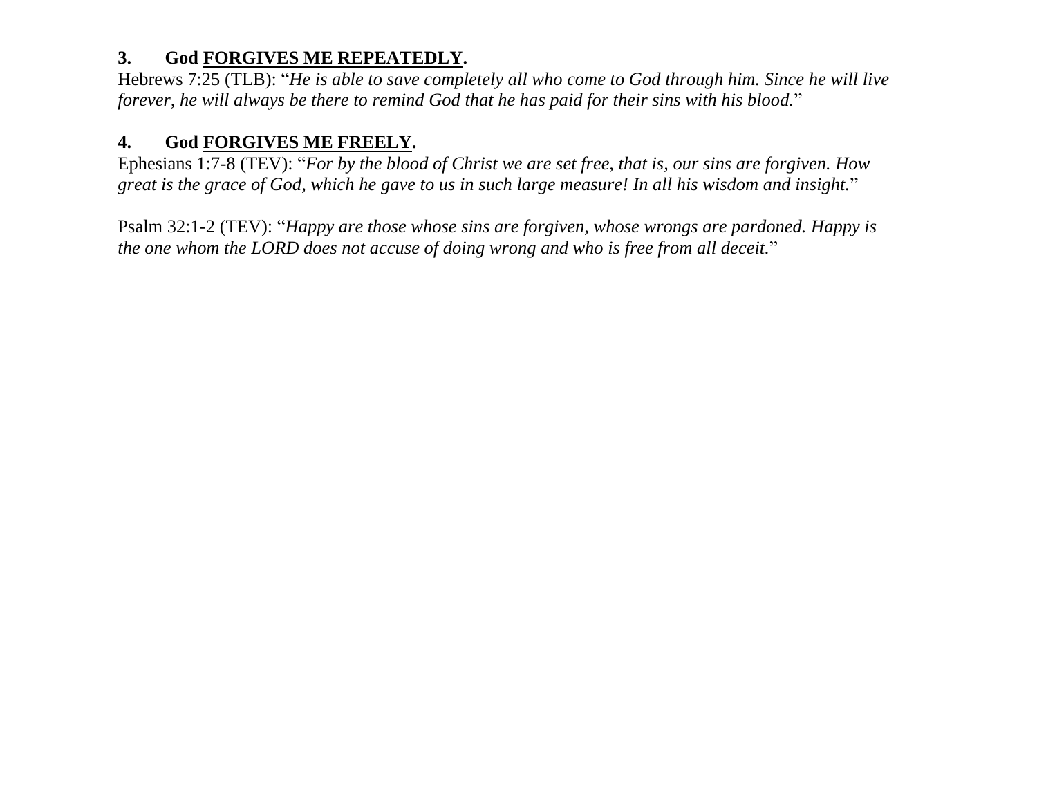**3. God <u>FORGIVES ME REPEATEDLY</u>.**

Hebrews 7:25 (TLB): "*He is able to save completely all who come to God through him. Since he will live forever, he will always be there to remind God that he has paid for their sins with his blood.*"

**4. God <u>FORGIVES ME FREELY</u>.**

Ephesians 1:7-8 (TEV): "*For by the blood of Christ we are set free, that is, our sins are forgiven. How great is the grace of God, which he gave to us in such large measure! In all his wisdom and insight.*"

Psalm 32:1-2 (TEV): "*Happy are those whose sins are forgiven, whose wrongs are pardoned. Happy is the one whom the LORD does not accuse of doing wrong and who is free from all deceit.*"